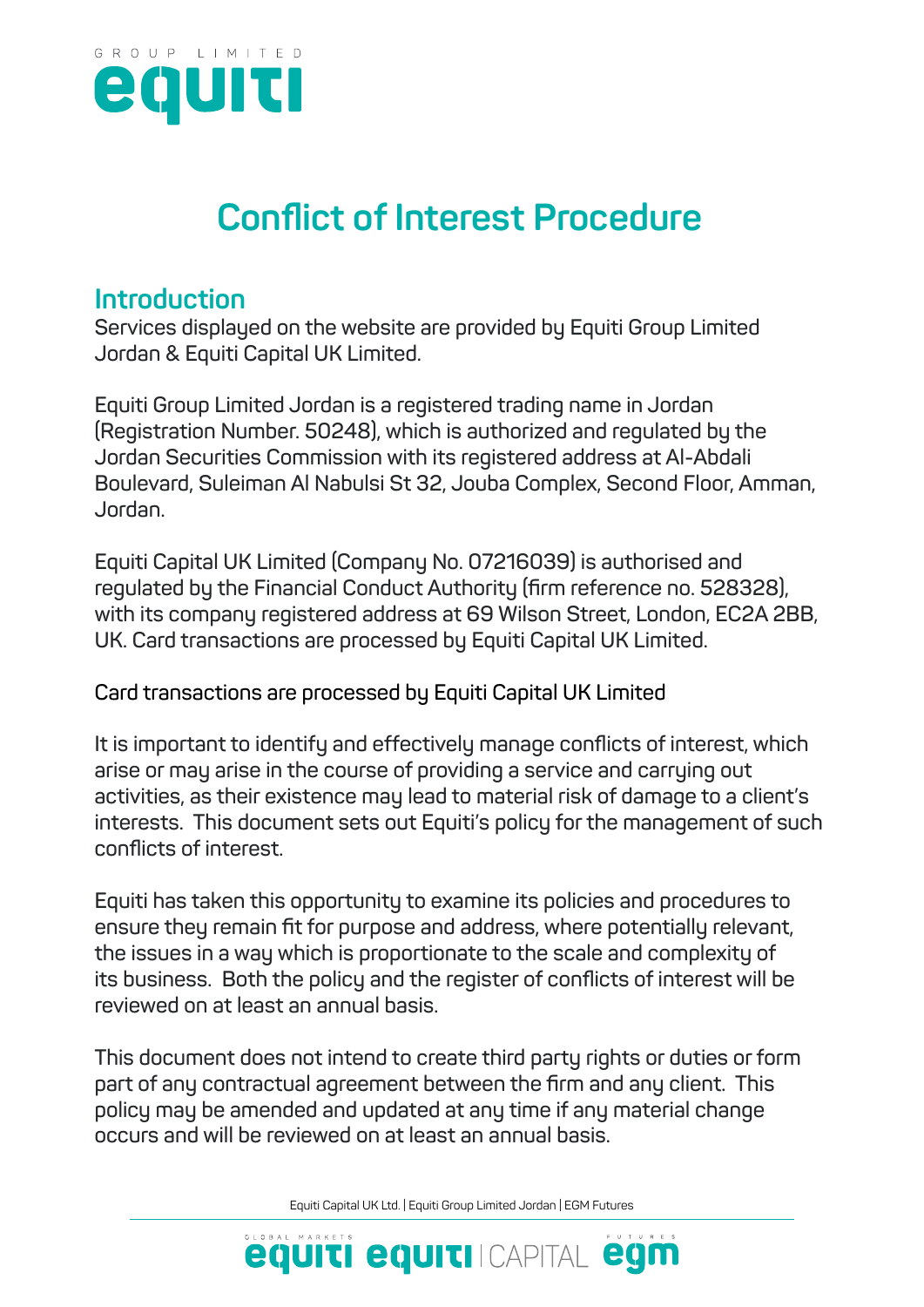# Conflict of Interest Procedure

## Introduction

Services displayed on the website are provided by Equiti Group Limited Jordan & Equiti Capital UK Limited.

Equiti Group Limited Jordan is a registered trading name in Jordan (Registration Number. 50248), which is authorized and regulated by the Jordan Securities Commission with its registered address at Al-Abdali Boulevard, Suleiman Al Nabulsi St 32, Jouba Complex, Second Floor, Amman, Jordan.

Equiti Capital UK Limited (Company No. 07216039) is authorised and regulated by the Financial Conduct Authority (firm reference no. 528328), with its company registered address at 69 Wilson Street, London, EC2A 2BB, UK. Card transactions are processed by Equiti Capital UK Limited.

Card transactions are processed by Equiti Capital UK Limited

It is important to identify and effectively manage conflicts of interest, which arise or may arise in the course of providing a service and carrying out activities, as their existence may lead to material risk of damage to a client's interests. This document sets out Equiti's policy for the management of such conflicts of interest.

Equiti has taken this opportunity to examine its policies and procedures to ensure they remain fit for purpose and address, where potentially relevant, the issues in a way which is proportionate to the scale and complexity of its business. Both the policy and the register of conflicts of interest will be reviewed on at least an annual basis.

This document does not intend to create third party rights or duties or form part of any contractual agreement between the firm and any client. This policy may be amended and updated at any time if any material change occurs and will be reviewed on at least an annual basis.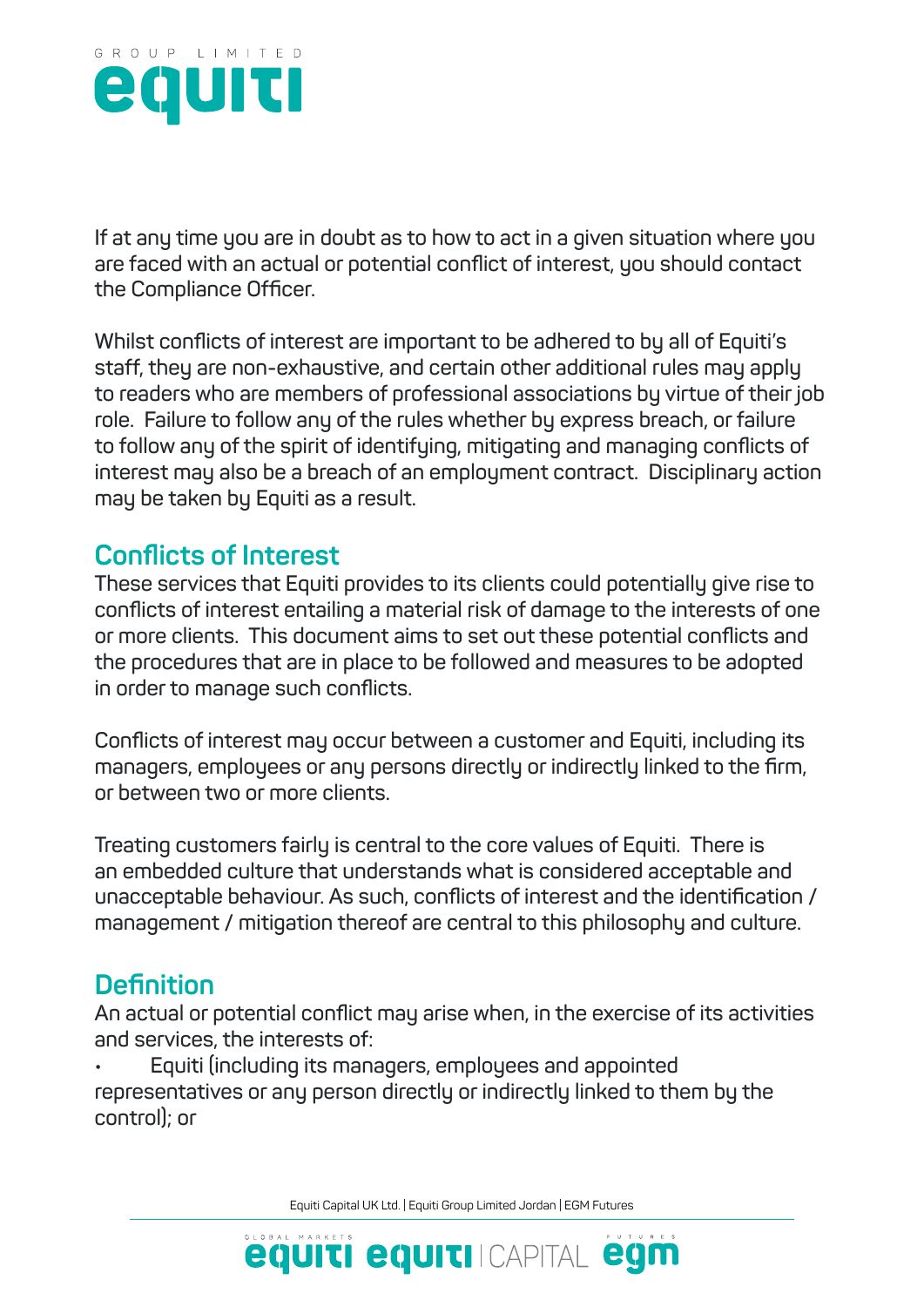If at any time you are in doubt as to how to act in a given situation where you are faced with an actual or potential conflict of interest, you should contact the Compliance Officer.

Whilst conflicts of interest are important to be adhered to by all of Equiti's staff, they are non-exhaustive, and certain other additional rules may apply to readers who are members of professional associations by virtue of their job role. Failure to follow any of the rules whether by express breach, or failure to follow any of the spirit of identifying, mitigating and managing conflicts of interest may also be a breach of an employment contract. Disciplinary action may be taken by Equiti as a result.

## Conflicts of Interest

These services that Equiti provides to its clients could potentially give rise to conflicts of interest entailing a material risk of damage to the interests of one or more clients. This document aims to set out these potential conflicts and the procedures that are in place to be followed and measures to be adopted in order to manage such conflicts.

Conflicts of interest may occur between a customer and Equiti, including its managers, employees or any persons directly or indirectly linked to the firm, or between two or more clients.

Treating customers fairly is central to the core values of Equiti. There is an embedded culture that understands what is considered acceptable and unacceptable behaviour. As such, conflicts of interest and the identification / management / mitigation thereof are central to this philosophy and culture.

## Definition

An actual or potential conflict may arise when, in the exercise of its activities and services, the interests of:

- Equiti (including its managers, employees and appointed representatives or any person directly or indirectly linked to them by the control); or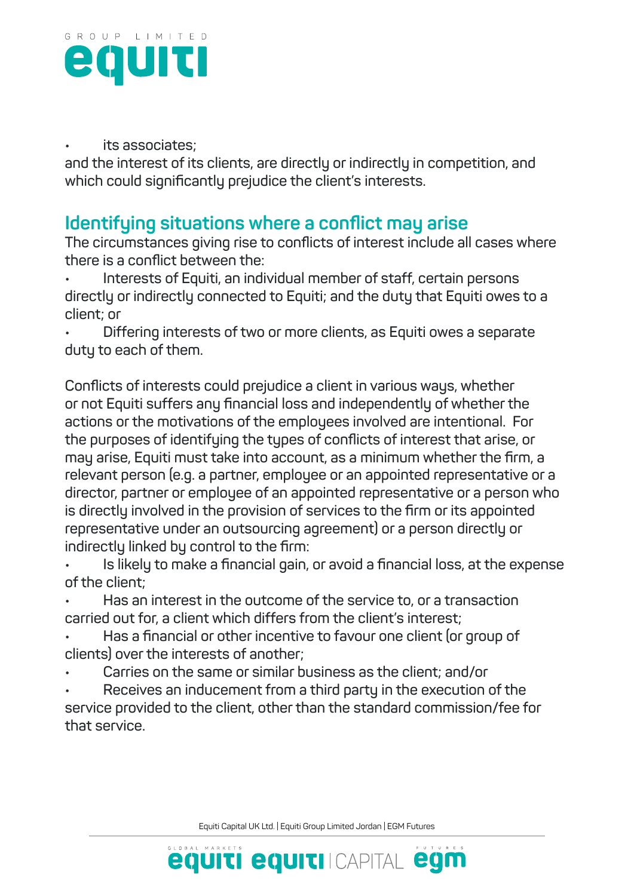- its associates;

and the interest of its clients, are directly or indirectly in competition, and which could significantly prejudice the client's interests.

## Identifying situations where a conflict may arise

The circumstances giving rise to conflicts of interest include all cases where there is a conflict between the:

- Interests of Equiti, an individual member of staff, certain persons directly or indirectly connected to Equiti; and the duty that Equiti owes to a client; or
- Differing interests of two or more clients, as Equiti owes a separate duty to each of them.

Conflicts of interests could prejudice a client in various ways, whether or not Equiti suffers any financial loss and independently of whether the actions or the motivations of the employees involved are intentional. For the purposes of identifying the types of conflicts of interest that arise, or may arise, Equiti must take into account, as a minimum whether the firm, a relevant person (e.g. a partner, employee or an appointed representative or a director, partner or employee of an appointed representative or a person who is directly involved in the provision of services to the firm or its appointed representative under an outsourcing agreement) or a person directly or indirectly linked by control to the firm:

- Is likely to make a financial gain, or avoid a financial loss, at the expense of the client;
- Has an interest in the outcome of the service to, or a transaction carried out for, a client which differs from the client's interest;
- Has a financial or other incentive to favour one client (or group of clients) over the interests of another;
- Carries on the same or similar business as the client; and/or
- Receives an inducement from a third party in the execution of the service provided to the client, other than the standard commission/fee for that service.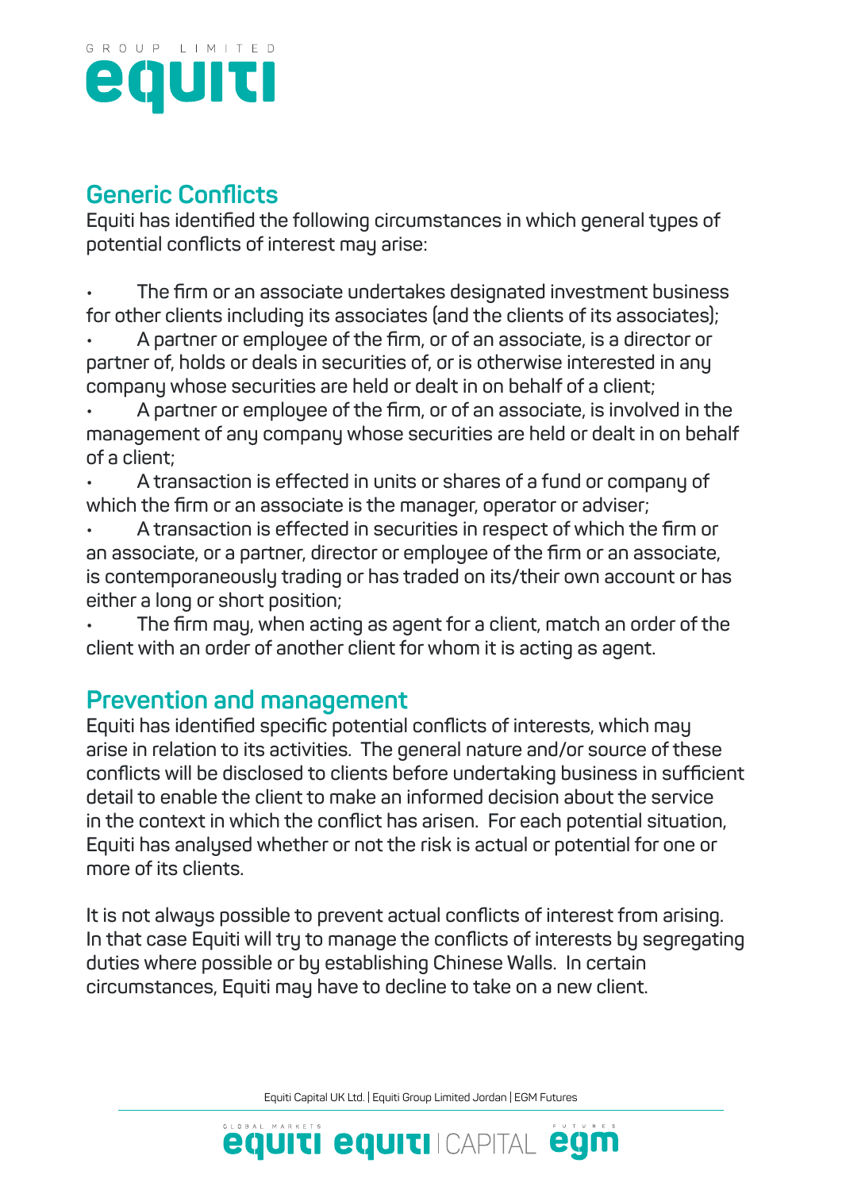## Generic Conflicts

Equiti has identified the following circumstances in which general types of potential conflicts of interest may arise:

- The firm or an associate undertakes designated investment business for other clients including its associates (and the clients of its associates);
- A partner or employee of the firm, or of an associate, is a director or partner of, holds or deals in securities of, or is otherwise interested in any company whose securities are held or dealt in on behalf of a client;
- A partner or employee of the firm, or of an associate, is involved in the management of any company whose securities are held or dealt in on behalf of a client;
- A transaction is effected in units or shares of a fund or company of which the firm or an associate is the manager, operator or adviser;
- A transaction is effected in securities in respect of which the firm or an associate, or a partner, director or employee of the firm or an associate, is contemporaneously trading or has traded on its/their own account or has either a long or short position;
- The firm may, when acting as agent for a client, match an order of the client with an order of another client for whom it is acting as agent.

## Prevention and management

Equiti has identified specific potential conflicts of interests, which may arise in relation to its activities. The general nature and/or source of these conflicts will be disclosed to clients before undertaking business in sufficient detail to enable the client to make an informed decision about the service in the context in which the conflict has arisen. For each potential situation, Equiti has analysed whether or not the risk is actual or potential for one or more of its clients.

It is not always possible to prevent actual conflicts of interest from arising. In that case Equiti will try to manage the conflicts of interests by segregating duties where possible or by establishing Chinese Walls. In certain circumstances, Equiti may have to decline to take on a new client.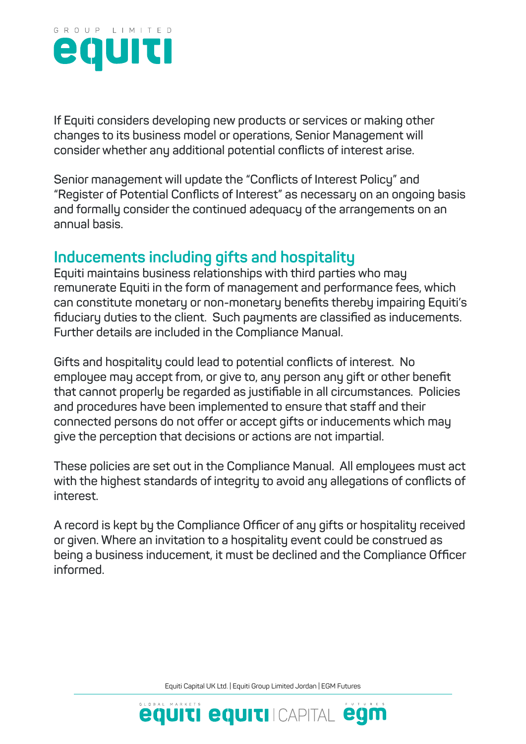If Equiti considers developing new products or services or making other changes to its business model or operations, Senior Management will consider whether any additional potential conflicts of interest arise.

Senior management will update the "Conflicts of Interest Policy" and "Register of Potential Conflicts of Interest" as necessary on an ongoing basis and formally consider the continued adequacy of the arrangements on an annual basis.

## Inducements including gifts and hospitality

Equiti maintains business relationships with third parties who may remunerate Equiti in the form of management and performance fees, which can constitute monetary or non-monetary benefits thereby impairing Equiti's fiduciary duties to the client. Such payments are classified as inducements. Further details are included in the Compliance Manual.

Gifts and hospitality could lead to potential conflicts of interest. No employee may accept from, or give to, any person any gift or other benefit that cannot properly be regarded as justifiable in all circumstances. Policies and procedures have been implemented to ensure that staff and their connected persons do not offer or accept gifts or inducements which may give the perception that decisions or actions are not impartial.

These policies are set out in the Compliance Manual. All employees must act with the highest standards of integrity to avoid any allegations of conflicts of interest.

A record is kept by the Compliance Officer of any gifts or hospitality received or given. Where an invitation to a hospitality event could be construed as being a business inducement, it must be declined and the Compliance Officer informed.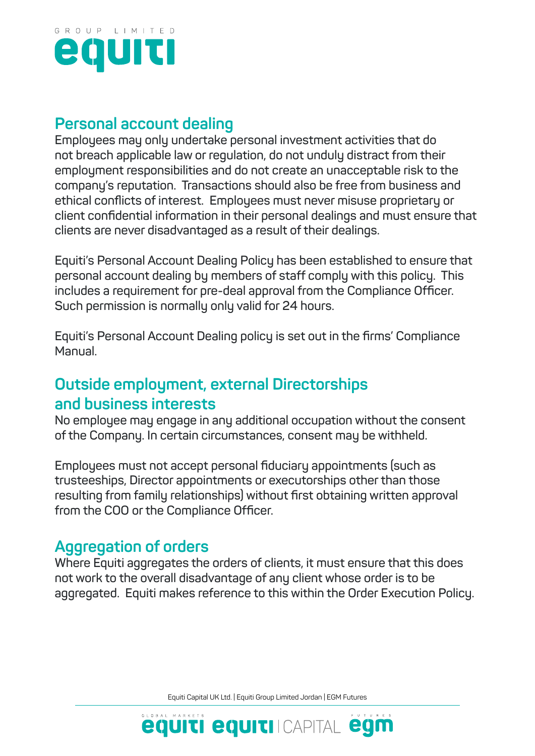## Personal account dealing

Employees may only undertake personal investment activities that do not breach applicable law or regulation, do not unduly distract from their employment responsibilities and do not create an unacceptable risk to the company's reputation.  Transactions should also be free from business and ethical conflicts of interest.  Employees must never misuse proprietary or client confidential information in their personal dealings and must ensure that clients are never disadvantaged as a result of their dealings.

Equiti's Personal Account Dealing Policy has been established to ensure that personal account dealing by members of staff comply with this policy.  This includes a requirement for pre-deal approval from the Compliance Officer. Such permission is normally only valid for 24 hours.

Equiti's Personal Account Dealing policy is set out in the firms' Compliance Manual.

## Outside employment, external Directorships and business interests

No employee may engage in any additional occupation without the consent of the Company. In certain circumstances, consent may be withheld.

Employees must not accept personal fiduciary appointments (such as trusteeships, Director appointments or executorships other than those resulting from family relationships) without first obtaining written approval from the COO or the Compliance Officer.

## Aggregation of orders

Where Equiti aggregates the orders of clients, it must ensure that this does not work to the overall disadvantage of any client whose order is to be aggregated.  Equiti makes reference to this within the Order Execution Policy.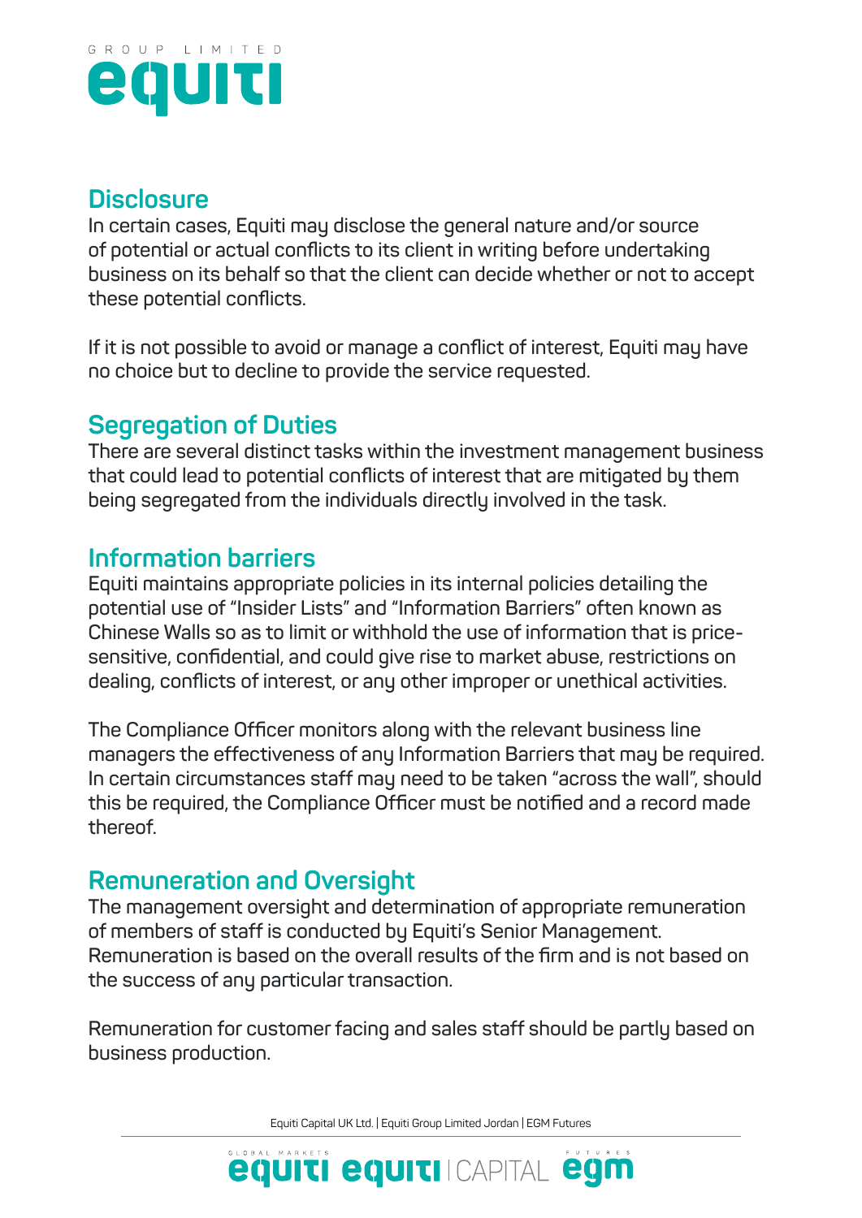## Disclosure

In certain cases, Equiti may disclose the general nature and/or source of potential or actual conflicts to its client in writing before undertaking business on its behalf so that the client can decide whether or not to accept these potential conflicts.

If it is not possible to avoid or manage a conflict of interest, Equiti may have no choice but to decline to provide the service requested.

## Segregation of Duties

There are several distinct tasks within the investment management business that could lead to potential conflicts of interest that are mitigated by them being segregated from the individuals directly involved in the task.

## Information barriers

Equiti maintains appropriate policies in its internal policies detailing the potential use of "Insider Lists" and "Information Barriers" often known as Chinese Walls so as to limit or withhold the use of information that is price-sensitive, confidential, and could give rise to market abuse, restrictions on dealing, conflicts of interest, or any other improper or unethical activities.

The Compliance Officer monitors along with the relevant business line managers the effectiveness of any Information Barriers that may be required. In certain circumstances staff may need to be taken "across the wall", should this be required, the Compliance Officer must be notified and a record made thereof.

## Remuneration and Oversight

The management oversight and determination of appropriate remuneration of members of staff is conducted by Equiti's Senior Management. Remuneration is based on the overall results of the firm and is not based on the success of any particular transaction.

Remuneration for customer facing and sales staff should be partly based on business production.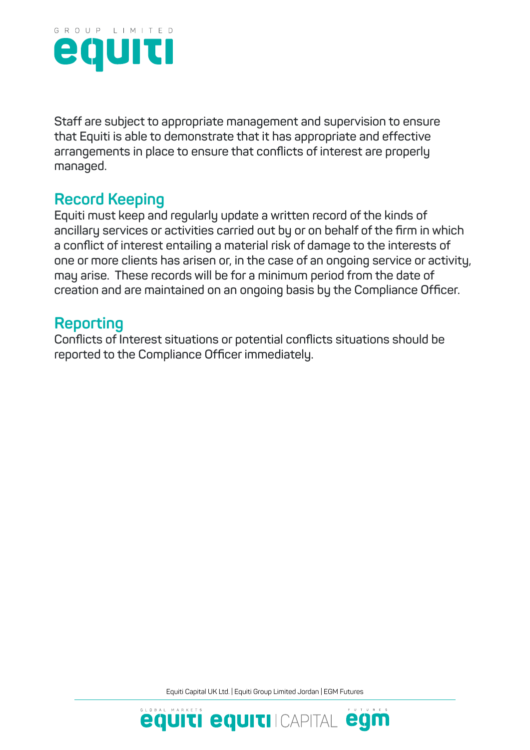Staff are subject to appropriate management and supervision to ensure that Equiti is able to demonstrate that it has appropriate and effective arrangements in place to ensure that conflicts of interest are properly managed.

## Record Keeping

Equiti must keep and regularly update a written record of the kinds of ancillary services or activities carried out by or on behalf of the firm in which a conflict of interest entailing a material risk of damage to the interests of one or more clients has arisen or, in the case of an ongoing service or activity, may arise. These records will be for a minimum period from the date of creation and are maintained on an ongoing basis by the Compliance Officer.

## Reporting

Conflicts of Interest situations or potential conflicts situations should be reported to the Compliance Officer immediately.